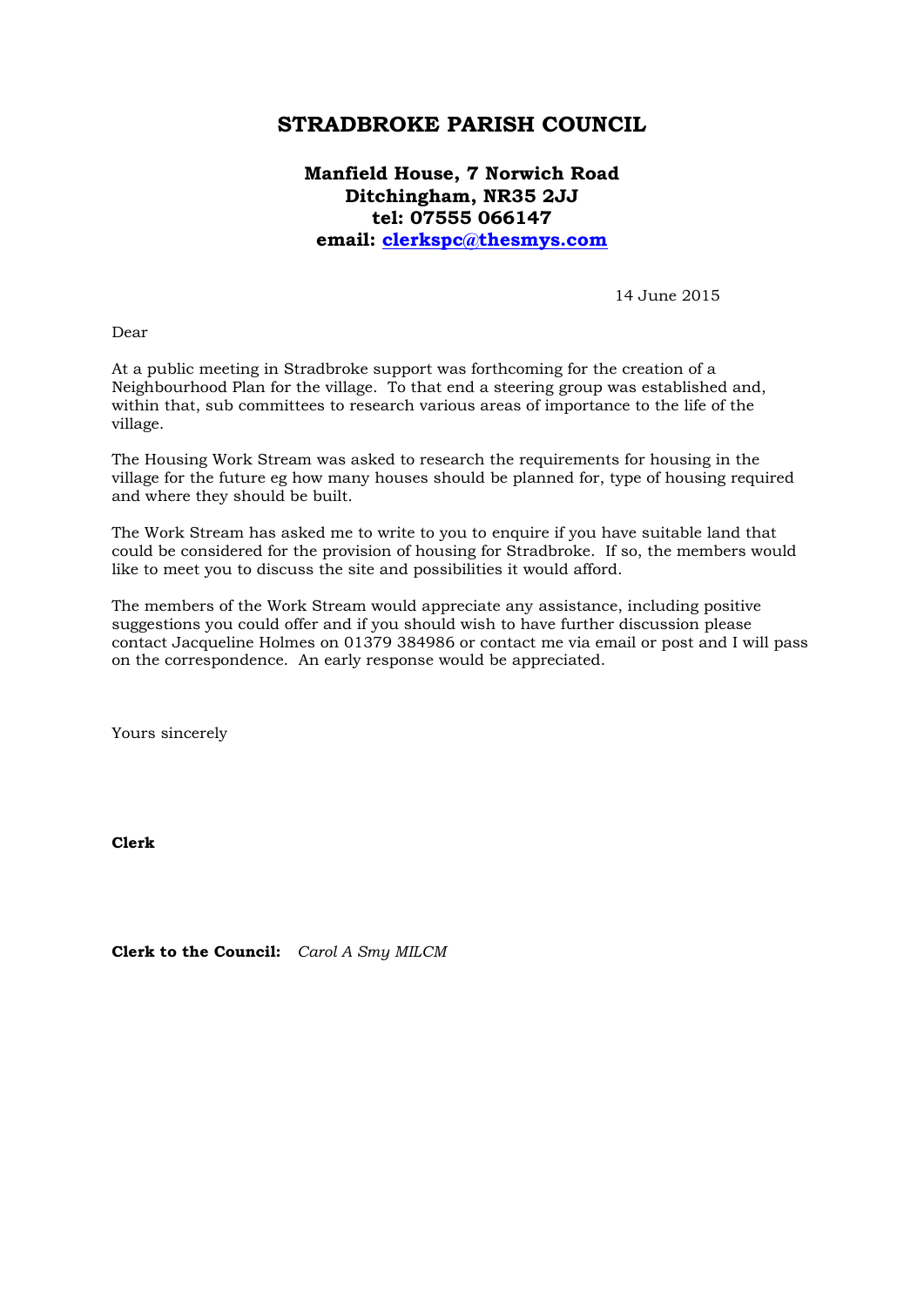# STRADBROKE PARISH COUNCIL

**Manfield House, 7 Norwich Road**
**Ditchingham, NR35 2JJ**
**tel: 07555 066147**
**email: clerkspc@thesmys.com**

14 June 2015

Dear

At a public meeting in Stradbroke support was forthcoming for the creation of a Neighbourhood Plan for the village. To that end a steering group was established and, within that, sub committees to research various areas of importance to the life of the village.

The Housing Work Stream was asked to research the requirements for housing in the village for the future eg how many houses should be planned for, type of housing required and where they should be built.

The Work Stream has asked me to write to you to enquire if you have suitable land that could be considered for the provision of housing for Stradbroke. If so, the members would like to meet you to discuss the site and possibilities it would afford.

The members of the Work Stream would appreciate any assistance, including positive suggestions you could offer and if you should wish to have further discussion please contact Jacqueline Holmes on 01379 384986 or contact me via email or post and I will pass on the correspondence. An early response would be appreciated.

Yours sincerely

**Clerk**

**Clerk to the Council:** *Carol A Smy MILCM*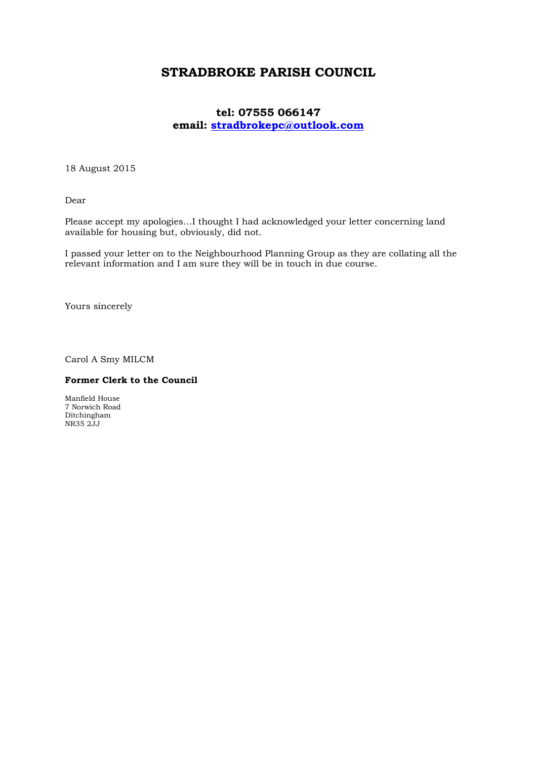# STRADBROKE PARISH COUNCIL

**tel: 07555 066147**
**email: stradbrokepc@outlook.com**

18 August 2015

Dear

Please accept my apologies…I thought I had acknowledged your letter concerning land available for housing but, obviously, did not.

I passed your letter on to the Neighbourhood Planning Group as they are collating all the relevant information and I am sure they will be in touch in due course.

Yours sincerely

Carol A Smy MILCM

**Former Clerk to the Council**

Manfield House
7 Norwich Road
Ditchingham
NR35 2JJ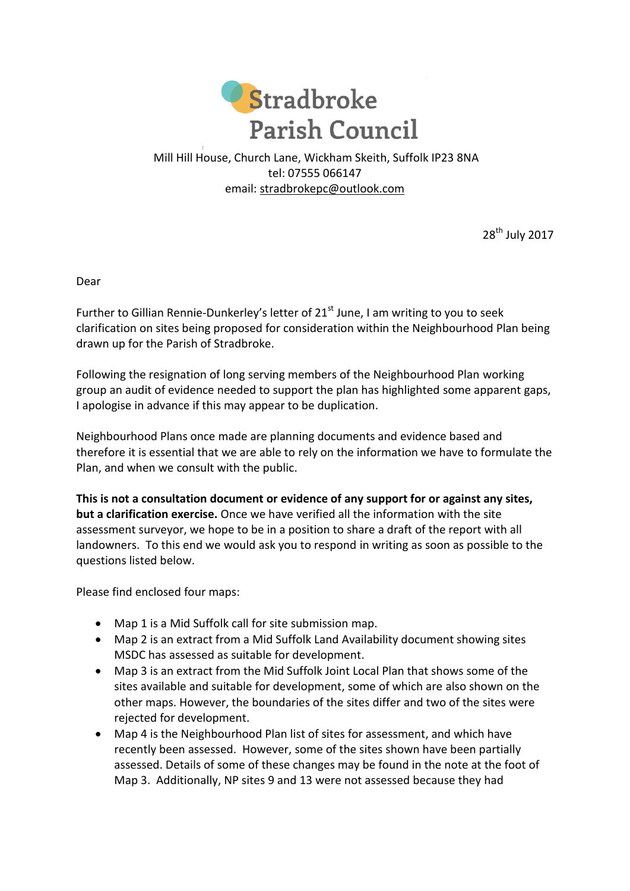# Stradbroke Parish Council

Mill Hill House, Church Lane, Wickham Skeith, Suffolk IP23 8NA
tel: 07555 066147
email: stradbrokepc@outlook.com

28th July 2017

Dear

Further to Gillian Rennie-Dunkerley's letter of 21st June, I am writing to you to seek clarification on sites being proposed for consideration within the Neighbourhood Plan being drawn up for the Parish of Stradbroke.

Following the resignation of long serving members of the Neighbourhood Plan working group an audit of evidence needed to support the plan has highlighted some apparent gaps, I apologise in advance if this may appear to be duplication.

Neighbourhood Plans once made are planning documents and evidence based and therefore it is essential that we are able to rely on the information we have to formulate the Plan, and when we consult with the public.

**This is not a consultation document or evidence of any support for or against any sites, but a clarification exercise.** Once we have verified all the information with the site assessment surveyor, we hope to be in a position to share a draft of the report with all landowners. To this end we would ask you to respond in writing as soon as possible to the questions listed below.

Please find enclosed four maps:

- Map 1 is a Mid Suffolk call for site submission map.
- Map 2 is an extract from a Mid Suffolk Land Availability document showing sites MSDC has assessed as suitable for development.
- Map 3 is an extract from the Mid Suffolk Joint Local Plan that shows some of the sites available and suitable for development, some of which are also shown on the other maps. However, the boundaries of the sites differ and two of the sites were rejected for development.
- Map 4 is the Neighbourhood Plan list of sites for assessment, and which have recently been assessed. However, some of the sites shown have been partially assessed. Details of some of these changes may be found in the note at the foot of Map 3. Additionally, NP sites 9 and 13 were not assessed because they had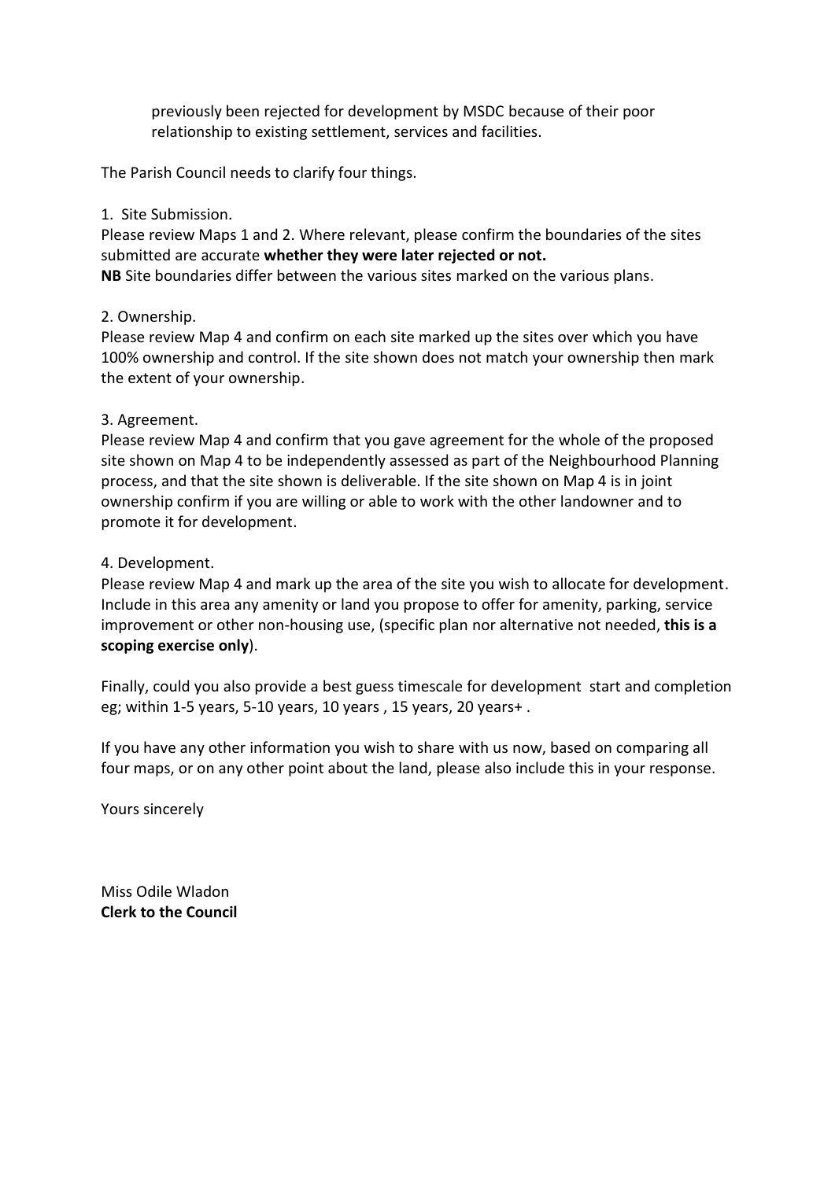previously been rejected for development by MSDC because of their poor relationship to existing settlement, services and facilities.

The Parish Council needs to clarify four things.

1. Site Submission.
Please review Maps 1 and 2. Where relevant, please confirm the boundaries of the sites submitted are accurate **whether they were later rejected or not.**
**NB** Site boundaries differ between the various sites marked on the various plans.

2. Ownership.
Please review Map 4 and confirm on each site marked up the sites over which you have 100% ownership and control. If the site shown does not match your ownership then mark the extent of your ownership.

3. Agreement.
Please review Map 4 and confirm that you gave agreement for the whole of the proposed site shown on Map 4 to be independently assessed as part of the Neighbourhood Planning process, and that the site shown is deliverable. If the site shown on Map 4 is in joint ownership confirm if you are willing or able to work with the other landowner and to promote it for development.

4. Development.
Please review Map 4 and mark up the area of the site you wish to allocate for development. Include in this area any amenity or land you propose to offer for amenity, parking, service improvement or other non-housing use, (specific plan nor alternative not needed, **this is a scoping exercise only**).

Finally, could you also provide a best guess timescale for development start and completion eg; within 1-5 years, 5-10 years, 10 years , 15 years, 20 years+ .

If you have any other information you wish to share with us now, based on comparing all four maps, or on any other point about the land, please also include this in your response.

Yours sincerely

Miss Odile Wladon
**Clerk to the Council**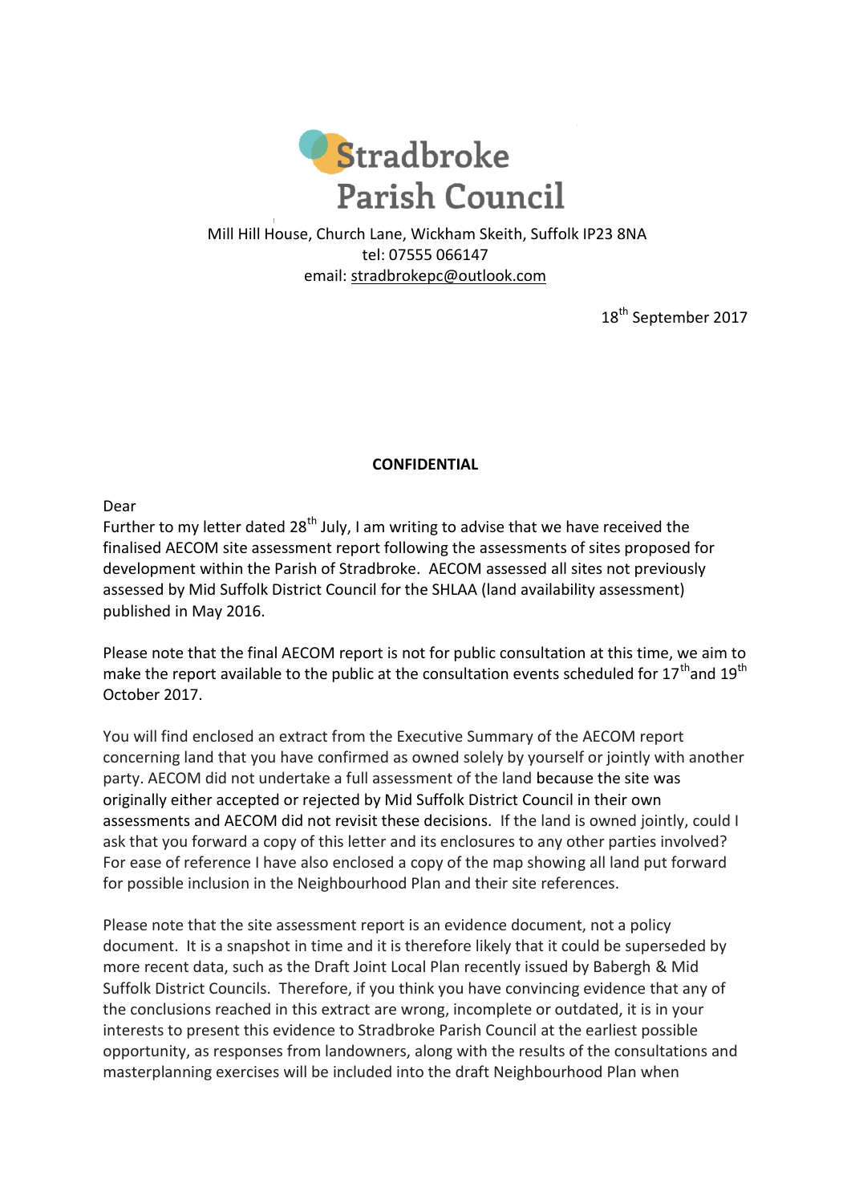# Stradbroke Parish Council

Mill Hill House, Church Lane, Wickham Skeith, Suffolk IP23 8NA
tel: 07555 066147
email: stradbrokepc@outlook.com

18th September 2017

**CONFIDENTIAL**

Dear

Further to my letter dated 28th July, I am writing to advise that we have received the finalised AECOM site assessment report following the assessments of sites proposed for development within the Parish of Stradbroke. AECOM assessed all sites not previously assessed by Mid Suffolk District Council for the SHLAA (land availability assessment) published in May 2016.

Please note that the final AECOM report is not for public consultation at this time, we aim to make the report available to the public at the consultation events scheduled for 17th and 19th October 2017.

You will find enclosed an extract from the Executive Summary of the AECOM report concerning land that you have confirmed as owned solely by yourself or jointly with another party. AECOM did not undertake a full assessment of the land because the site was originally either accepted or rejected by Mid Suffolk District Council in their own assessments and AECOM did not revisit these decisions. If the land is owned jointly, could I ask that you forward a copy of this letter and its enclosures to any other parties involved? For ease of reference I have also enclosed a copy of the map showing all land put forward for possible inclusion in the Neighbourhood Plan and their site references.

Please note that the site assessment report is an evidence document, not a policy document. It is a snapshot in time and it is therefore likely that it could be superseded by more recent data, such as the Draft Joint Local Plan recently issued by Babergh & Mid Suffolk District Councils. Therefore, if you think you have convincing evidence that any of the conclusions reached in this extract are wrong, incomplete or outdated, it is in your interests to present this evidence to Stradbroke Parish Council at the earliest possible opportunity, as responses from landowners, along with the results of the consultations and masterplanning exercises will be included into the draft Neighbourhood Plan when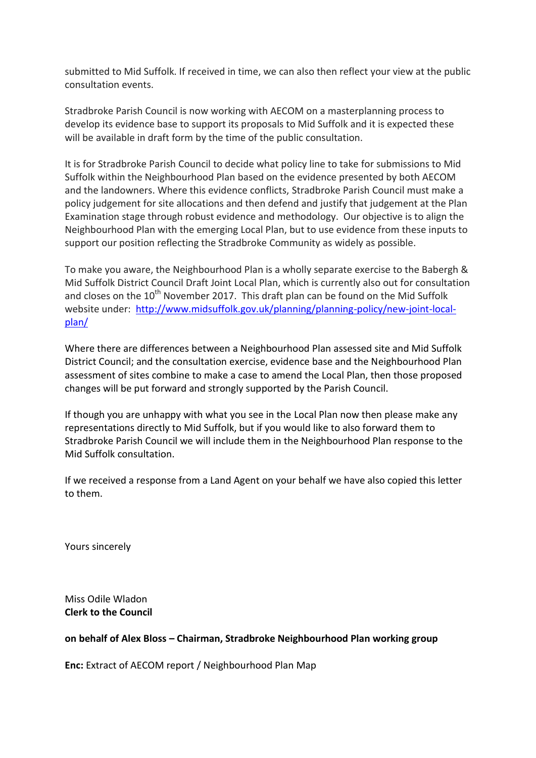submitted to Mid Suffolk. If received in time, we can also then reflect your view at the public consultation events.

Stradbroke Parish Council is now working with AECOM on a masterplanning process to develop its evidence base to support its proposals to Mid Suffolk and it is expected these will be available in draft form by the time of the public consultation.

It is for Stradbroke Parish Council to decide what policy line to take for submissions to Mid Suffolk within the Neighbourhood Plan based on the evidence presented by both AECOM and the landowners. Where this evidence conflicts, Stradbroke Parish Council must make a policy judgement for site allocations and then defend and justify that judgement at the Plan Examination stage through robust evidence and methodology. Our objective is to align the Neighbourhood Plan with the emerging Local Plan, but to use evidence from these inputs to support our position reflecting the Stradbroke Community as widely as possible.

To make you aware, the Neighbourhood Plan is a wholly separate exercise to the Babergh & Mid Suffolk District Council Draft Joint Local Plan, which is currently also out for consultation and closes on the 10th November 2017. This draft plan can be found on the Mid Suffolk website under: [http://www.midsuffolk.gov.uk/planning/planning-policy/new-joint-local-plan/](http://www.midsuffolk.gov.uk/planning/planning-policy/new-joint-local-plan/)

Where there are differences between a Neighbourhood Plan assessed site and Mid Suffolk District Council; and the consultation exercise, evidence base and the Neighbourhood Plan assessment of sites combine to make a case to amend the Local Plan, then those proposed changes will be put forward and strongly supported by the Parish Council.

If though you are unhappy with what you see in the Local Plan now then please make any representations directly to Mid Suffolk, but if you would like to also forward them to Stradbroke Parish Council we will include them in the Neighbourhood Plan response to the Mid Suffolk consultation.

If we received a response from a Land Agent on your behalf we have also copied this letter to them.

Yours sincerely

Miss Odile Wladon
**Clerk to the Council**

**on behalf of Alex Bloss – Chairman, Stradbroke Neighbourhood Plan working group**

**Enc:** Extract of AECOM report / Neighbourhood Plan Map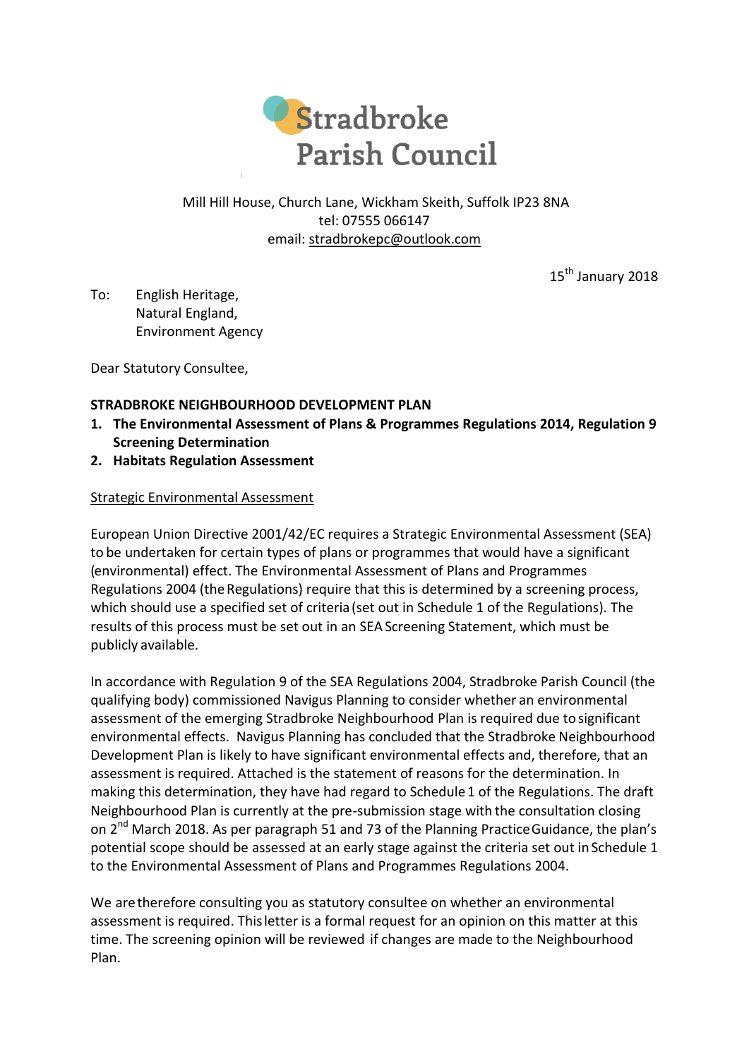# Stradbroke Parish Council

Mill Hill House, Church Lane, Wickham Skeith, Suffolk IP23 8NA
tel: 07555 066147
email: stradbrokepc@outlook.com

15th January 2018

To: English Heritage,
Natural England,
Environment Agency

Dear Statutory Consultee,

**STRADBROKE NEIGHBOURHOOD DEVELOPMENT PLAN**

1. **The Environmental Assessment of Plans & Programmes Regulations 2014, Regulation 9 Screening Determination**
2. **Habitats Regulation Assessment**

Strategic Environmental Assessment

European Union Directive 2001/42/EC requires a Strategic Environmental Assessment (SEA) to be undertaken for certain types of plans or programmes that would have a significant (environmental) effect. The Environmental Assessment of Plans and Programmes Regulations 2004 (the Regulations) require that this is determined by a screening process, which should use a specified set of criteria (set out in Schedule 1 of the Regulations). The results of this process must be set out in an SEA Screening Statement, which must be publicly available.

In accordance with Regulation 9 of the SEA Regulations 2004, Stradbroke Parish Council (the qualifying body) commissioned Navigus Planning to consider whether an environmental assessment of the emerging Stradbroke Neighbourhood Plan is required due to significant environmental effects. Navigus Planning has concluded that the Stradbroke Neighbourhood Development Plan is likely to have significant environmental effects and, therefore, that an assessment is required. Attached is the statement of reasons for the determination. In making this determination, they have had regard to Schedule 1 of the Regulations. The draft Neighbourhood Plan is currently at the pre-submission stage with the consultation closing on 2nd March 2018. As per paragraph 51 and 73 of the Planning Practice Guidance, the plan's potential scope should be assessed at an early stage against the criteria set out in Schedule 1 to the Environmental Assessment of Plans and Programmes Regulations 2004.

We are therefore consulting you as statutory consultee on whether an environmental assessment is required. This letter is a formal request for an opinion on this matter at this time. The screening opinion will be reviewed if changes are made to the Neighbourhood Plan.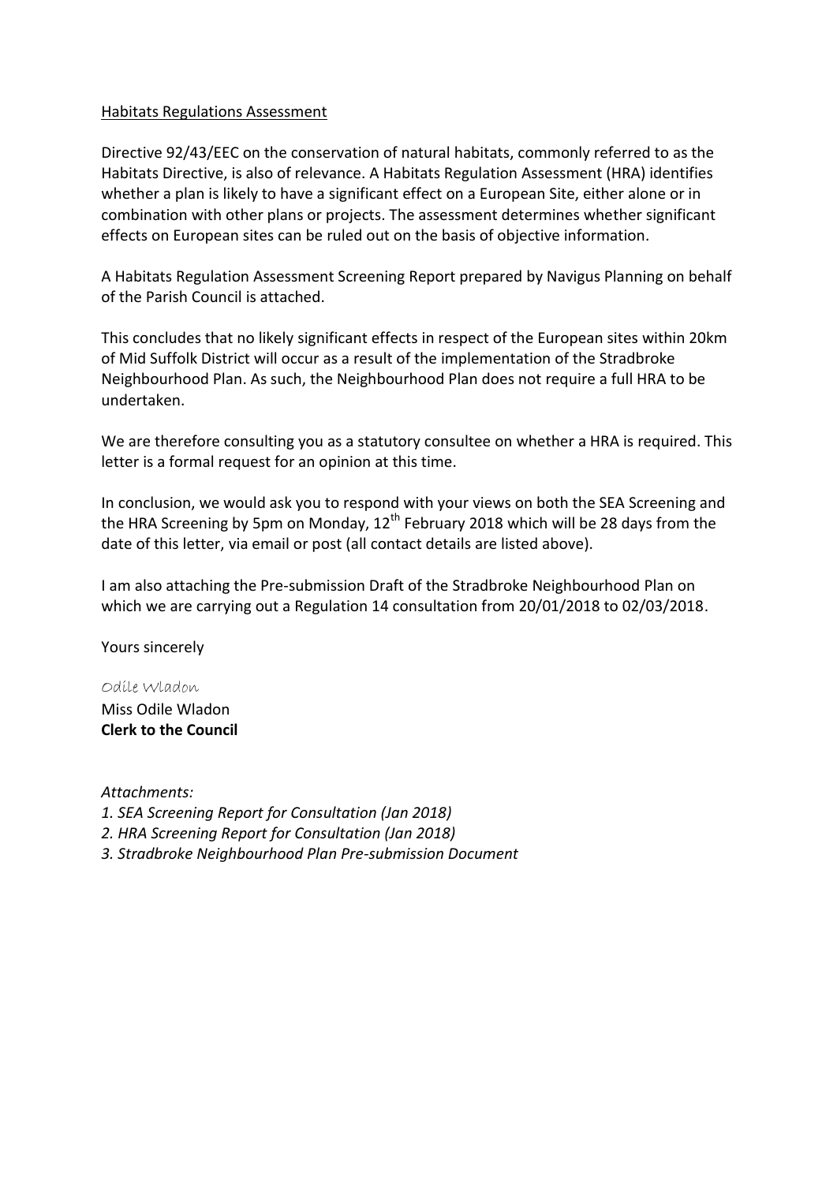Habitats Regulations Assessment

Directive 92/43/EEC on the conservation of natural habitats, commonly referred to as the Habitats Directive, is also of relevance. A Habitats Regulation Assessment (HRA) identifies whether a plan is likely to have a significant effect on a European Site, either alone or in combination with other plans or projects. The assessment determines whether significant effects on European sites can be ruled out on the basis of objective information.

A Habitats Regulation Assessment Screening Report prepared by Navigus Planning on behalf of the Parish Council is attached.

This concludes that no likely significant effects in respect of the European sites within 20km of Mid Suffolk District will occur as a result of the implementation of the Stradbroke Neighbourhood Plan. As such, the Neighbourhood Plan does not require a full HRA to be undertaken.

We are therefore consulting you as a statutory consultee on whether a HRA is required. This letter is a formal request for an opinion at this time.

In conclusion, we would ask you to respond with your views on both the SEA Screening and the HRA Screening by 5pm on Monday, 12th February 2018 which will be 28 days from the date of this letter, via email or post (all contact details are listed above).

I am also attaching the Pre-submission Draft of the Stradbroke Neighbourhood Plan on which we are carrying out a Regulation 14 consultation from 20/01/2018 to 02/03/2018.

Yours sincerely

Odile Wladon

Miss Odile Wladon
**Clerk to the Council**

*Attachments:*

*1. SEA Screening Report for Consultation (Jan 2018)*
*2. HRA Screening Report for Consultation (Jan 2018)*
*3. Stradbroke Neighbourhood Plan Pre-submission Document*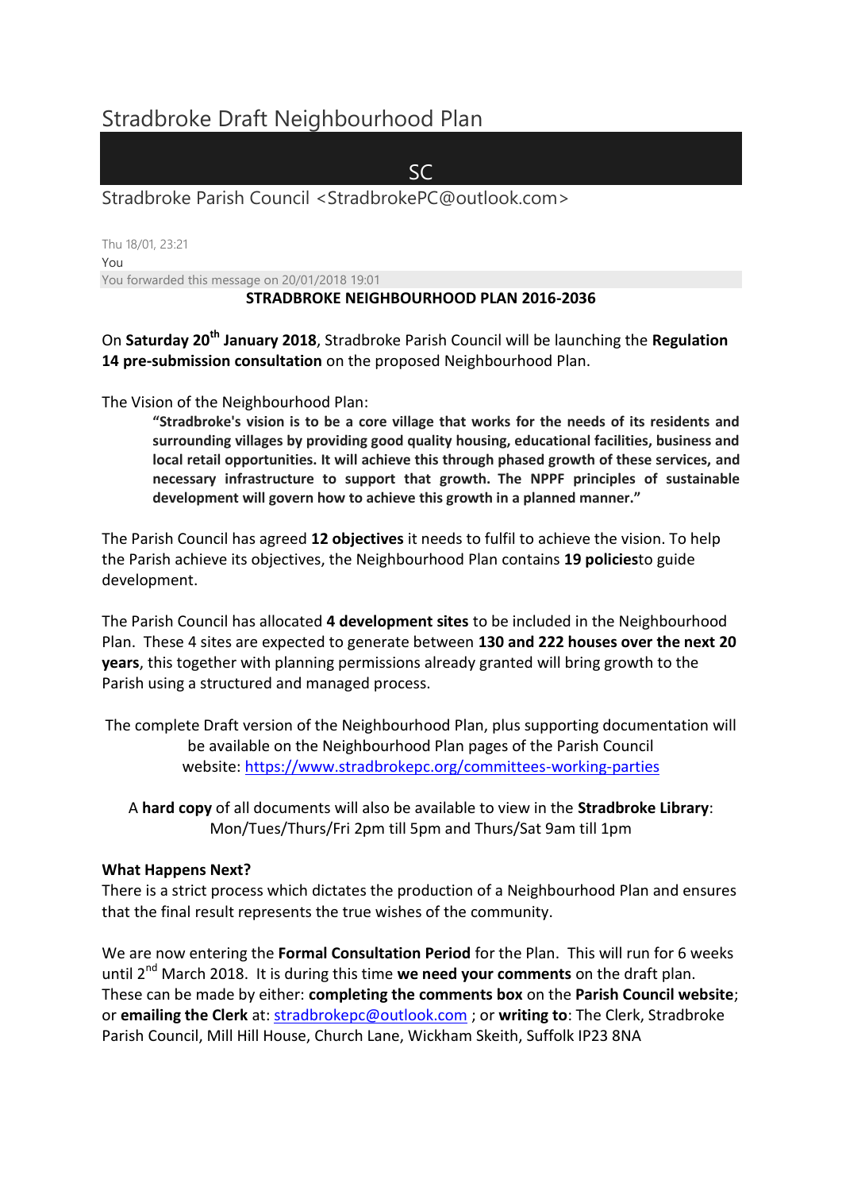# Stradbroke Draft Neighbourhood Plan

SC

Stradbroke Parish Council <StradbrokePC@outlook.com>

Thu 18/01, 23:21

You

You forwarded this message on 20/01/2018 19:01

**STRADBROKE NEIGHBOURHOOD PLAN 2016-2036**

On **Saturday 20th January 2018**, Stradbroke Parish Council will be launching the **Regulation 14 pre-submission consultation** on the proposed Neighbourhood Plan.

The Vision of the Neighbourhood Plan:

> **"Stradbroke's vision is to be a core village that works for the needs of its residents and surrounding villages by providing good quality housing, educational facilities, business and local retail opportunities. It will achieve this through phased growth of these services, and necessary infrastructure to support that growth. The NPPF principles of sustainable development will govern how to achieve this growth in a planned manner."**

The Parish Council has agreed **12 objectives** it needs to fulfil to achieve the vision. To help the Parish achieve its objectives, the Neighbourhood Plan contains **19 policies**to guide development.

The Parish Council has allocated **4 development sites** to be included in the Neighbourhood Plan. These 4 sites are expected to generate between **130 and 222 houses over the next 20 years**, this together with planning permissions already granted will bring growth to the Parish using a structured and managed process.

The complete Draft version of the Neighbourhood Plan, plus supporting documentation will be available on the Neighbourhood Plan pages of the Parish Council website: [https://www.stradbrokepc.org/committees-working-parties](https://www.stradbrokepc.org/committees-working-parties)

A **hard copy** of all documents will also be available to view in the **Stradbroke Library**: Mon/Tues/Thurs/Fri 2pm till 5pm and Thurs/Sat 9am till 1pm

**What Happens Next?**

There is a strict process which dictates the production of a Neighbourhood Plan and ensures that the final result represents the true wishes of the community.

We are now entering the **Formal Consultation Period** for the Plan. This will run for 6 weeks until 2nd March 2018. It is during this time **we need your comments** on the draft plan. These can be made by either: **completing the comments box** on the **Parish Council website**; or **emailing the Clerk** at: [stradbrokepc@outlook.com](mailto:stradbrokepc@outlook.com) ; or **writing to**: The Clerk, Stradbroke Parish Council, Mill Hill House, Church Lane, Wickham Skeith, Suffolk IP23 8NA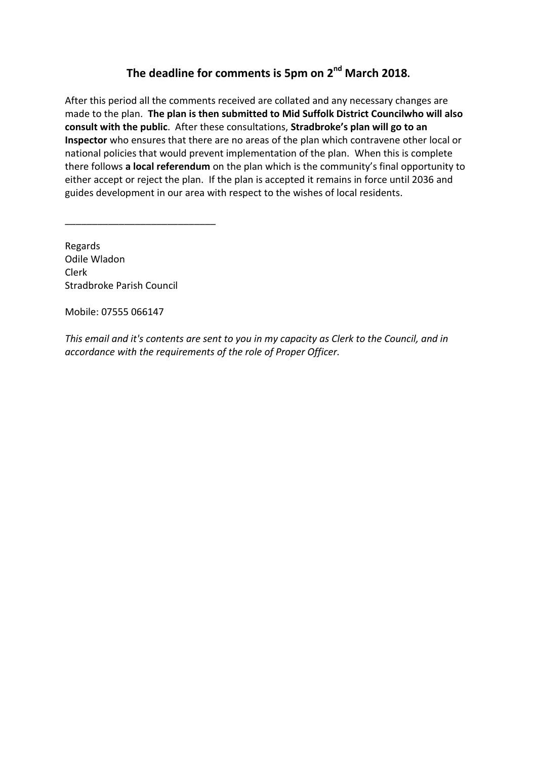## The deadline for comments is 5pm on 2nd March 2018.

After this period all the comments received are collated and any necessary changes are made to the plan. **The plan is then submitted to Mid Suffolk District Councilwho will also consult with the public**. After these consultations, **Stradbroke's plan will go to an Inspector** who ensures that there are no areas of the plan which contravene other local or national policies that would prevent implementation of the plan. When this is complete there follows **a local referendum** on the plan which is the community's final opportunity to either accept or reject the plan. If the plan is accepted it remains in force until 2036 and guides development in our area with respect to the wishes of local residents.

___________________________

Regards
Odile Wladon
Clerk
Stradbroke Parish Council

Mobile: 07555 066147

*This email and it's contents are sent to you in my capacity as Clerk to the Council, and in accordance with the requirements of the role of Proper Officer.*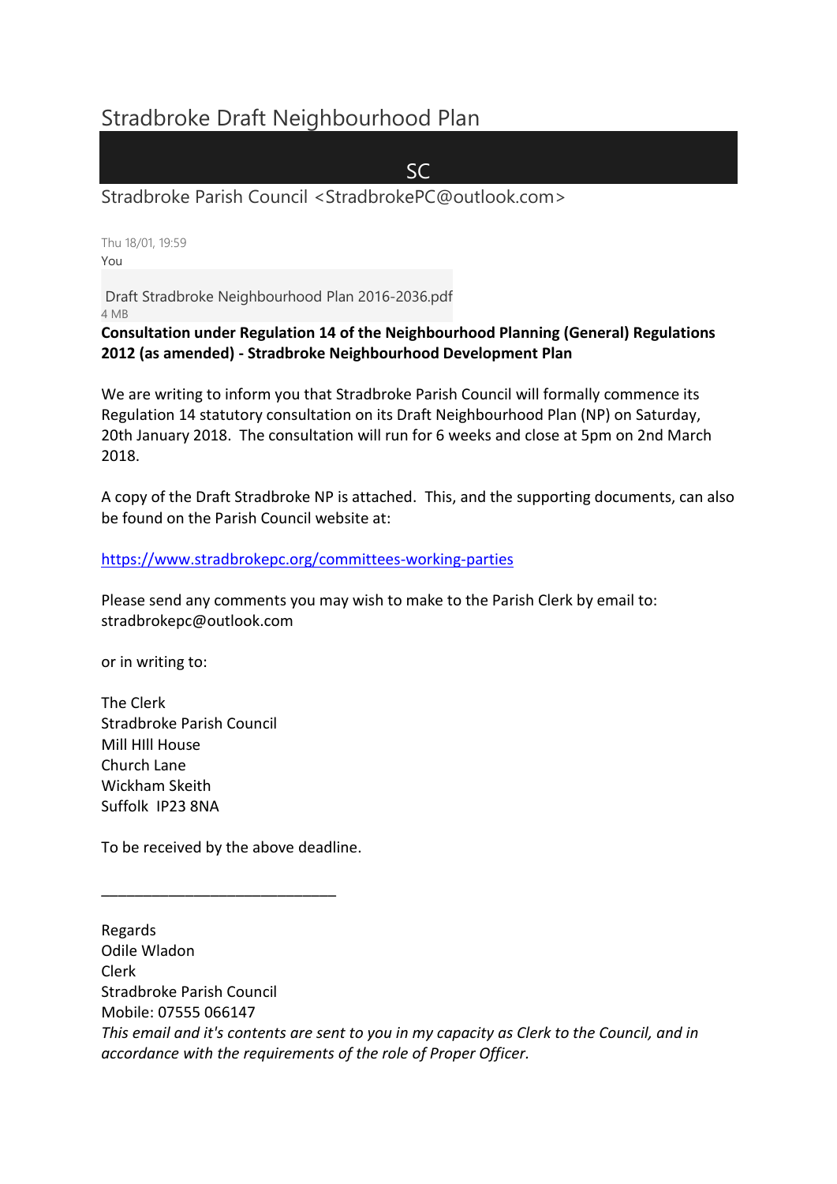# Stradbroke Draft Neighbourhood Plan

SC

Stradbroke Parish Council <StradbrokePC@outlook.com>

Thu 18/01, 19:59

You

Draft Stradbroke Neighbourhood Plan 2016-2036.pdf
4 MB

**Consultation under Regulation 14 of the Neighbourhood Planning (General) Regulations 2012 (as amended) - Stradbroke Neighbourhood Development Plan**

We are writing to inform you that Stradbroke Parish Council will formally commence its Regulation 14 statutory consultation on its Draft Neighbourhood Plan (NP) on Saturday, 20th January 2018. The consultation will run for 6 weeks and close at 5pm on 2nd March 2018.

A copy of the Draft Stradbroke NP is attached. This, and the supporting documents, can also be found on the Parish Council website at:

https://www.stradbrokepc.org/committees-working-parties

Please send any comments you may wish to make to the Parish Clerk by email to: stradbrokepc@outlook.com

or in writing to:

The Clerk
Stradbroke Parish Council
Mill HIll House
Church Lane
Wickham Skeith
Suffolk IP23 8NA

To be received by the above deadline.

____________________________

Regards
Odile Wladon
Clerk
Stradbroke Parish Council
Mobile: 07555 066147
*This email and it's contents are sent to you in my capacity as Clerk to the Council, and in accordance with the requirements of the role of Proper Officer.*